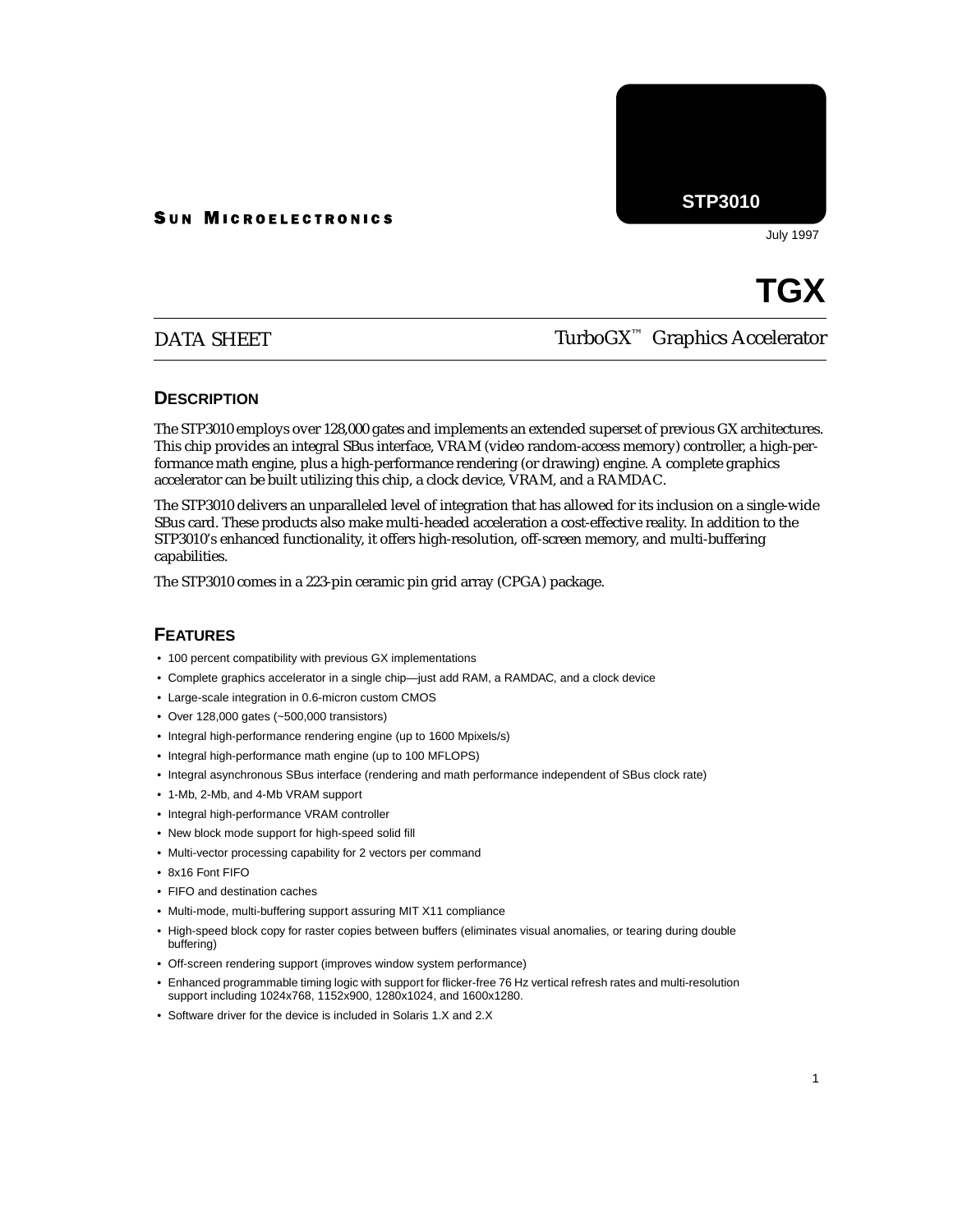SUN MICROELECTRONICS

**STP3010**

July 1997

# TGX

DATA SHEET

TurboGX™ Graphics Accelerator

## DESCRIPTION

The STP3010 employs over 128,000 gates and implements an extended superset of previous GX architectures. This chip provides an integral SBus interface, VRAM (video random-access memory) controller, a high-performance math engine, plus a high-performance rendering (or drawing) engine. A complete graphics accelerator can be built utilizing this chip, a clock device, VRAM, and a RAMDAC.

The STP3010 delivers an unparalleled level of integration that has allowed for its inclusion on a single-wide SBus card. These products also make multi-headed acceleration a cost-effective reality. In addition to the STP3010's enhanced functionality, it offers high-resolution, off-screen memory, and multi-buffering capabilities.

The STP3010 comes in a 223-pin ceramic pin grid array (CPGA) package.

## FEATURES

- 100 percent compatibility with previous GX implementations
- Complete graphics accelerator in a single chip—just add RAM, a RAMDAC, and a clock device
- Large-scale integration in 0.6-micron custom CMOS
- Over 128,000 gates (~500,000 transistors)
- Integral high-performance rendering engine (up to 1600 Mpixels/s)
- Integral high-performance math engine (up to 100 MFLOPS)
- Integral asynchronous SBus interface (rendering and math performance independent of SBus clock rate)
- 1-Mb, 2-Mb, and 4-Mb VRAM support
- Integral high-performance VRAM controller
- New block mode support for high-speed solid fill
- Multi-vector processing capability for 2 vectors per command
- 8x16 Font FIFO
- FIFO and destination caches
- Multi-mode, multi-buffering support assuring MIT X11 compliance
- High-speed block copy for raster copies between buffers (eliminates visual anomalies, or tearing during double buffering)
- Off-screen rendering support (improves window system performance)
- Enhanced programmable timing logic with support for flicker-free 76 Hz vertical refresh rates and multi-resolution support including 1024x768, 1152x900, 1280x1024, and 1600x1280.
- Software driver for the device is included in Solaris 1.X and 2.X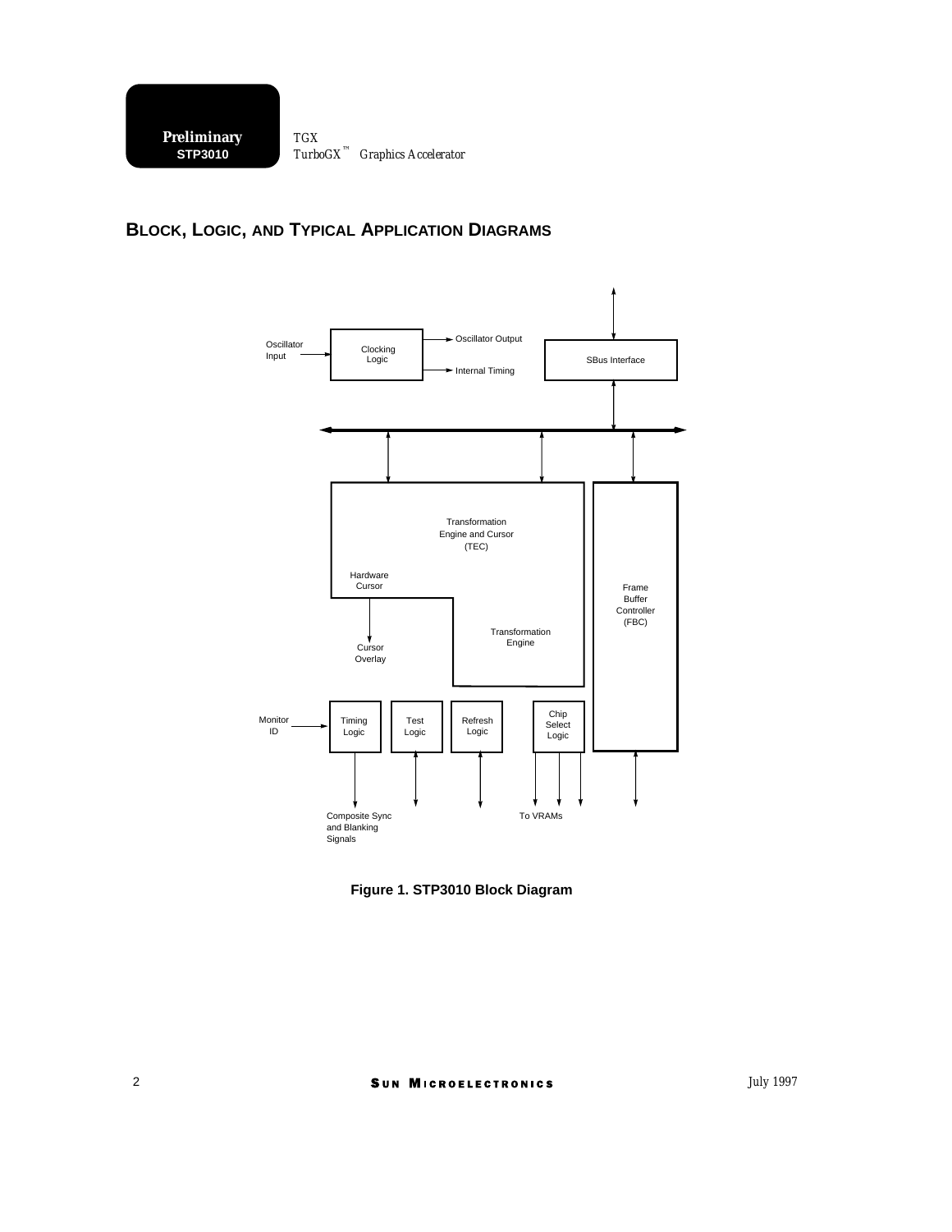## BLOCK, LOGIC, AND TYPICAL APPLICATION DIAGRAMS

Oscillator Input

Clocking Logic

Oscillator Output

Internal Timing

SBus Interface

Transformation Engine and Cursor (TEC)

Hardware Cursor

Transformation Engine

Cursor Overlay

Frame Buffer Controller (FBC)

Monitor ID

Timing Logic

Test Logic

Refresh Logic

Chip Select Logic

Composite Sync and Blanking Signals

To VRAMs

**Figure 1. STP3010 Block Diagram**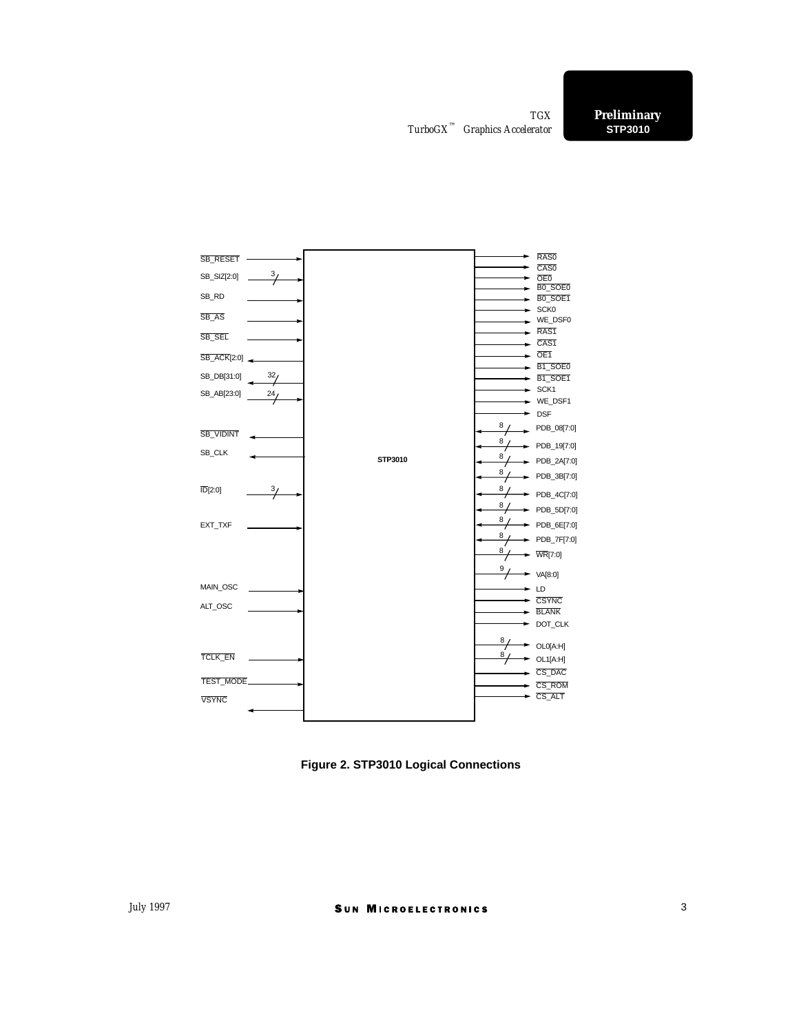**Figure 2. STP3010 Logical Connections**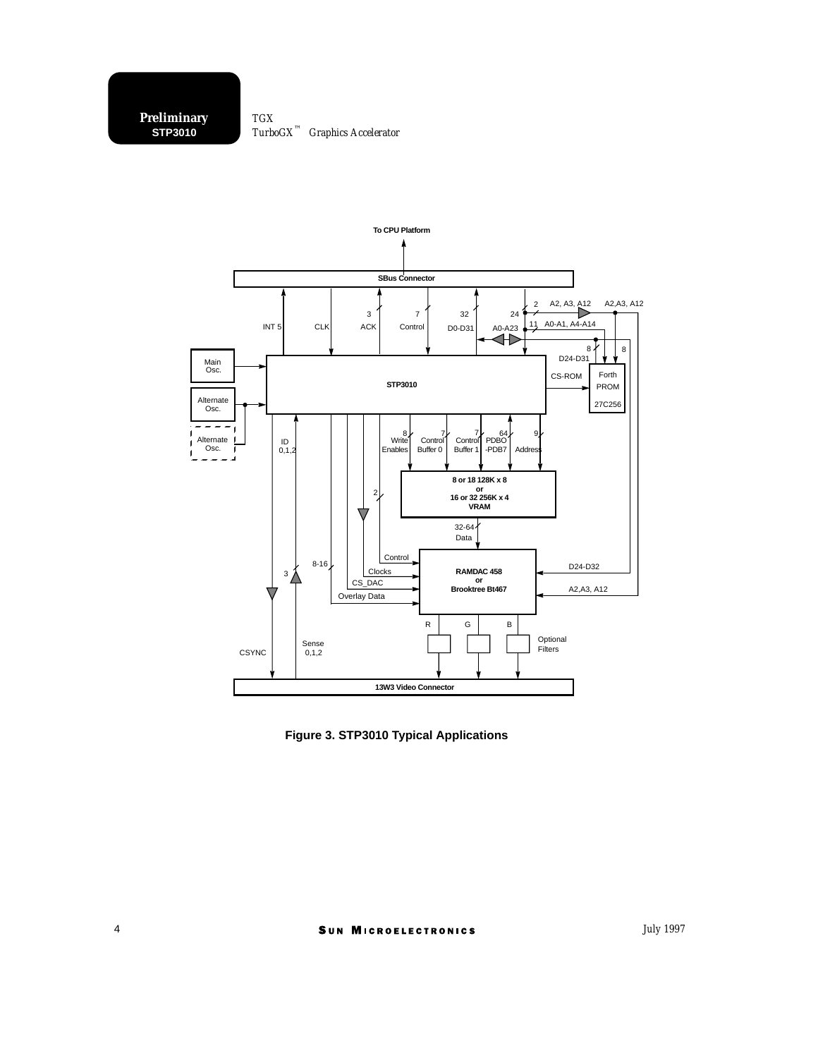To CPU Platform

SBus Connector

INT 5 | CLK | 3 ACK | 7 Control | 32 D0-D31 | 24 A0-A23 | 2 A2, A3, A12 | A2,A3, A12 | 11 A0-A1, A4-A14 | 8 D24-D31 | 8

Main Osc.

Alternate Osc.

Alternate Osc.

STP3010

CS-ROM

Forth PROM 27C256

ID 0,1,2

8 Write Enables | 7 Control Buffer 0 | 7 Control Buffer 1 | 64 PDBO -PDB7 | 9 Address

8 or 18 128K x 8
or
16 or 32 256K x 4
VRAM

2

32-64 Data

Control

8-16

Clocks

3

CS_DAC

Overlay Data

RAMDAC 458
or
Brooktree Bt467

D24-D32

A2,A3, A12

R | G | B

Optional Filters

CSYNC

Sense 0,1,2

13W3 Video Connector

**Figure 3. STP3010 Typical Applications**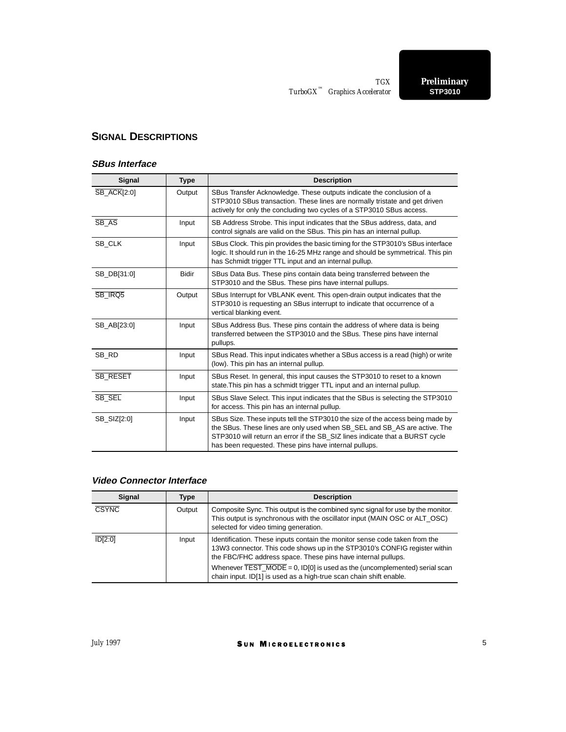## SIGNAL DESCRIPTIONS

### SBus Interface

| Signal | Type | Description |
|---|---|---|
| $\overline{\text{SB\_ACK}}$[2:0] | Output | SBus Transfer Acknowledge. These outputs indicate the conclusion of a STP3010 SBus transaction. These lines are normally tristate and get driven actively for only the concluding two cycles of a STP3010 SBus access. |
| $\overline{\text{SB\_AS}}$ | Input | SB Address Strobe. This input indicates that the SBus address, data, and control signals are valid on the SBus. This pin has an internal pullup. |
| SB_CLK | Input | SBus Clock. This pin provides the basic timing for the STP3010's SBus interface logic. It should run in the 16-25 MHz range and should be symmetrical. This pin has Schmidt trigger TTL input and an internal pullup. |
| SB_DB[31:0] | Bidir | SBus Data Bus. These pins contain data being transferred between the STP3010 and the SBus. These pins have internal pullups. |
| $\overline{\text{SB\_IRQ5}}$ | Output | SBus Interrupt for VBLANK event. This open-drain output indicates that the STP3010 is requesting an SBus interrupt to indicate that occurrence of a vertical blanking event. |
| SB_AB[23:0] | Input | SBus Address Bus. These pins contain the address of where data is being transferred between the STP3010 and the SBus. These pins have internal pullups. |
| SB_RD | Input | SBus Read. This input indicates whether a SBus access is a read (high) or write (low). This pin has an internal pullup. |
| $\overline{\text{SB\_RESET}}$ | Input | SBus Reset. In general, this input causes the STP3010 to reset to a known state.This pin has a schmidt trigger TTL input and an internal pullup. |
| $\overline{\text{SB\_SEL}}$ | Input | SBus Slave Select. This input indicates that the SBus is selecting the STP3010 for access. This pin has an internal pullup. |
| SB_SIZ[2:0] | Input | SBus Size. These inputs tell the STP3010 the size of the access being made by the SBus. These lines are only used when SB_SEL and SB_AS are active. The STP3010 will return an error if the SB_SIZ lines indicate that a BURST cycle has been requested. These pins have internal pullups. |

### Video Connector Interface

| Signal | Type | Description |
|---|---|---|
| $\overline{\text{CSYNC}}$ | Output | Composite Sync. This output is the combined sync signal for use by the monitor. This output is synchronous with the oscillator input (MAIN OSC or ALT_OSC) selected for video timing generation. |
| $\overline{\text{ID[2:0]}}$ | Input | Identification. These inputs contain the monitor sense code taken from the 13W3 connector. This code shows up in the STP3010's CONFIG register within the FBC/FHC address space. These pins have internal pullups.<br>Whenever $\overline{\text{TEST\_MODE}}$ = 0, ID[0] is used as the (uncomplemented) serial scan chain input. ID[1] is used as a high-true scan chain shift enable. |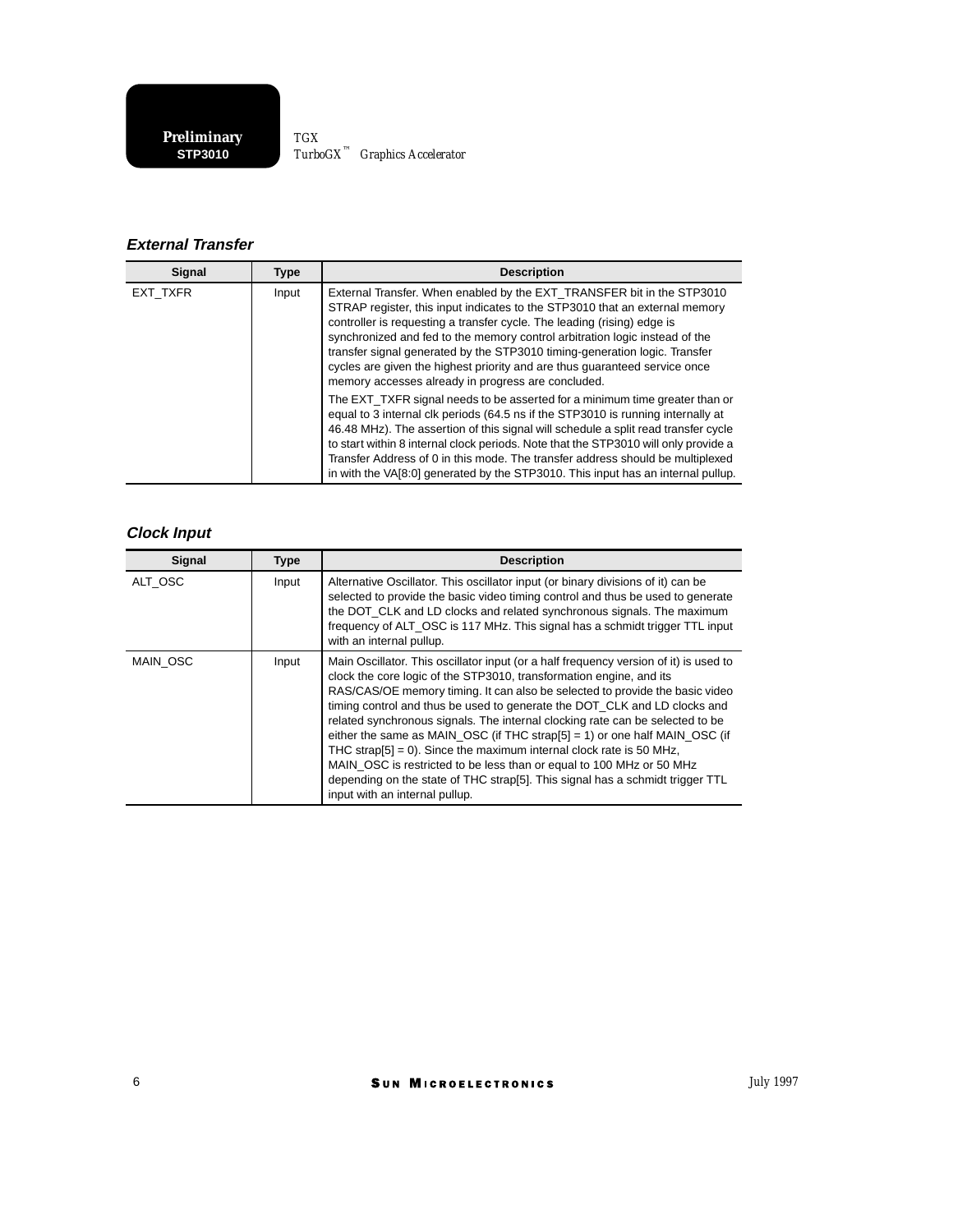### External Transfer

| Signal | Type | Description |
|---|---|---|
| EXT_TXFR | Input | External Transfer. When enabled by the EXT_TRANSFER bit in the STP3010 STRAP register, this input indicates to the STP3010 that an external memory controller is requesting a transfer cycle. The leading (rising) edge is synchronized and fed to the memory control arbitration logic instead of the transfer signal generated by the STP3010 timing-generation logic. Transfer cycles are given the highest priority and are thus guaranteed service once memory accesses already in progress are concluded.<br><br>The EXT_TXFR signal needs to be asserted for a minimum time greater than or equal to 3 internal clk periods (64.5 ns if the STP3010 is running internally at 46.48 MHz). The assertion of this signal will schedule a split read transfer cycle to start within 8 internal clock periods. Note that the STP3010 will only provide a Transfer Address of 0 in this mode. The transfer address should be multiplexed in with the VA[8:0] generated by the STP3010. This input has an internal pullup. |

### Clock Input

| Signal | Type | Description |
|---|---|---|
| ALT_OSC | Input | Alternative Oscillator. This oscillator input (or binary divisions of it) can be selected to provide the basic video timing control and thus be used to generate the DOT_CLK and LD clocks and related synchronous signals. The maximum frequency of ALT_OSC is 117 MHz. This signal has a schmidt trigger TTL input with an internal pullup. |
| MAIN_OSC | Input | Main Oscillator. This oscillator input (or a half frequency version of it) is used to clock the core logic of the STP3010, transformation engine, and its RAS/CAS/OE memory timing. It can also be selected to provide the basic video timing control and thus be used to generate the DOT_CLK and LD clocks and related synchronous signals. The internal clocking rate can be selected to be either the same as MAIN_OSC (if THC strap[5] = 1) or one half MAIN_OSC (if THC strap[5] = 0). Since the maximum internal clock rate is 50 MHz, MAIN_OSC is restricted to be less than or equal to 100 MHz or 50 MHz depending on the state of THC strap[5]. This signal has a schmidt trigger TTL input with an internal pullup. |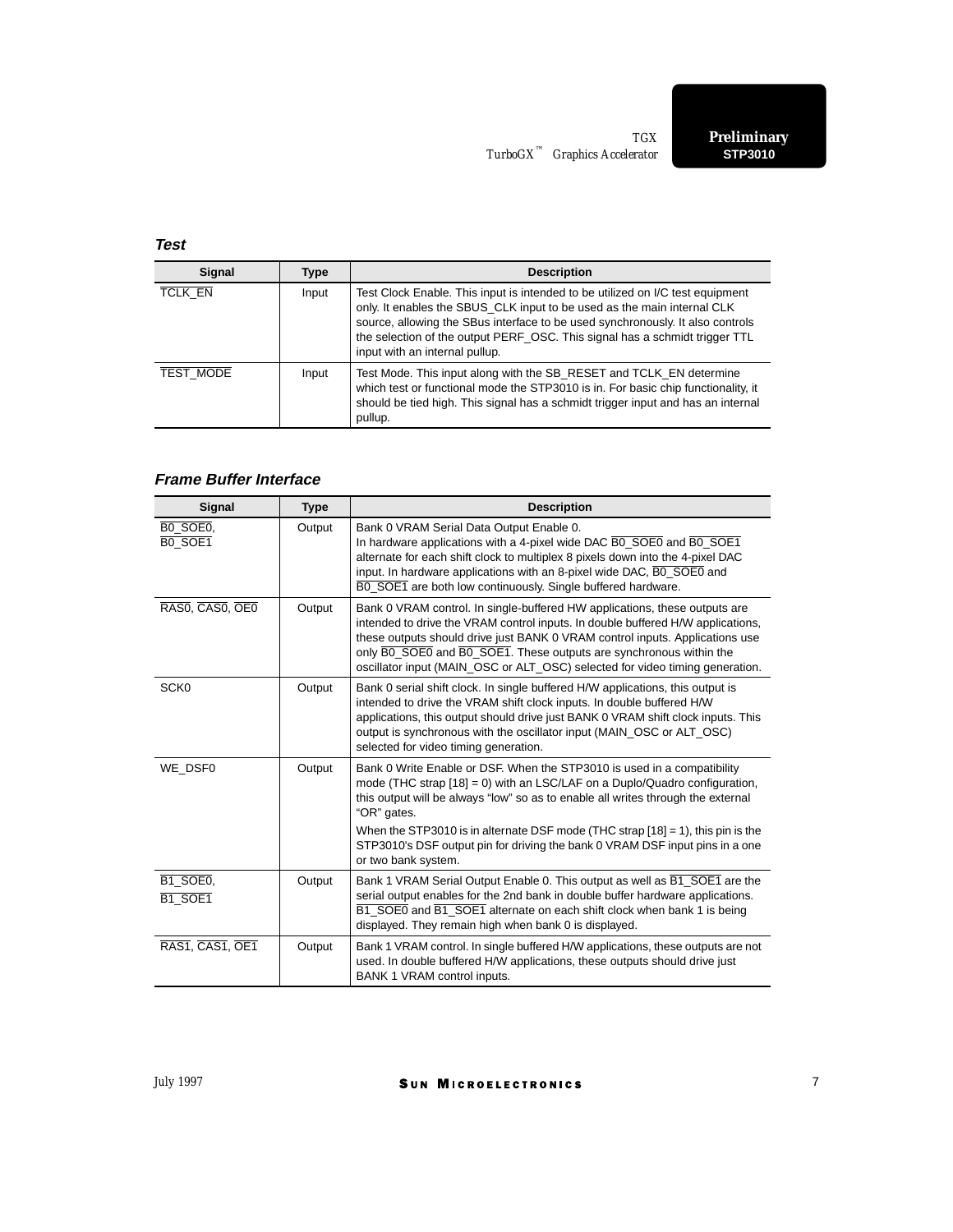### *Test*

| Signal | Type | Description |
| --- | --- | --- |
| TCLK_EN | Input | Test Clock Enable. This input is intended to be utilized on I/C test equipment only. It enables the SBUS_CLK input to be used as the main internal CLK source, allowing the SBus interface to be used synchronously. It also controls the selection of the output PERF_OSC. This signal has a schmidt trigger TTL input with an internal pullup. |
| TEST_MODE | Input | Test Mode. This input along with the SB_RESET and TCLK_EN determine which test or functional mode the STP3010 is in. For basic chip functionality, it should be tied high. This signal has a schmidt trigger input and has an internal pullup. |

### *Frame Buffer Interface*

| Signal | Type | Description |
| --- | --- | --- |
| B0_SOE0, B0_SOE1 | Output | Bank 0 VRAM Serial Data Output Enable 0. In hardware applications with a 4-pixel wide DAC B0_SOE0 and B0_SOE1 alternate for each shift clock to multiplex 8 pixels down into the 4-pixel DAC input. In hardware applications with an 8-pixel wide DAC, B0_SOE0 and B0_SOE1 are both low continuously. Single buffered hardware. |
| RAS0, CAS0, OE0 | Output | Bank 0 VRAM control. In single-buffered HW applications, these outputs are intended to drive the VRAM control inputs. In double buffered H/W applications, these outputs should drive just BANK 0 VRAM control inputs. Applications use only B0_SOE0 and B0_SOE1. These outputs are synchronous within the oscillator input (MAIN_OSC or ALT_OSC) selected for video timing generation. |
| SCK0 | Output | Bank 0 serial shift clock. In single buffered H/W applications, this output is intended to drive the VRAM shift clock inputs. In double buffered H/W applications, this output should drive just BANK 0 VRAM shift clock inputs. This output is synchronous with the oscillator input (MAIN_OSC or ALT_OSC) selected for video timing generation. |
| WE_DSF0 | Output | Bank 0 Write Enable or DSF. When the STP3010 is used in a compatibility mode (THC strap [18] = 0) with an LSC/LAF on a Duplo/Quadro configuration, this output will be always "low" so as to enable all writes through the external "OR" gates.<br><br>When the STP3010 is in alternate DSF mode (THC strap [18] = 1), this pin is the STP3010's DSF output pin for driving the bank 0 VRAM DSF input pins in a one or two bank system. |
| B1_SOE0, B1_SOE1 | Output | Bank 1 VRAM Serial Output Enable 0. This output as well as B1_SOE1 are the serial output enables for the 2nd bank in double buffer hardware applications. B1_SOE0 and B1_SOE1 alternate on each shift clock when bank 1 is being displayed. They remain high when bank 0 is displayed. |
| RAS1, CAS1, OE1 | Output | Bank 1 VRAM control. In single buffered H/W applications, these outputs are not used. In double buffered H/W applications, these outputs should drive just BANK 1 VRAM control inputs. |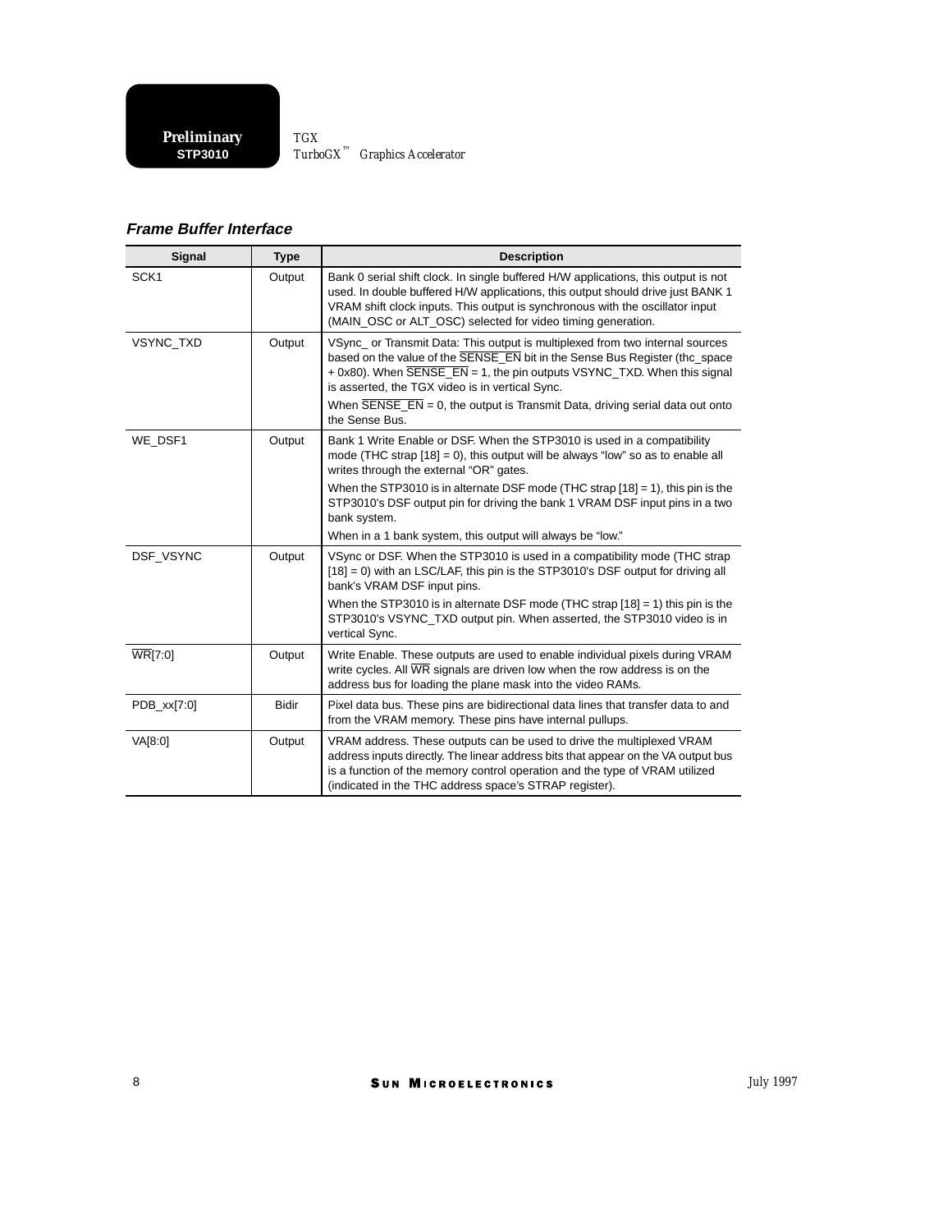### Frame Buffer Interface

| Signal | Type | Description |
|---|---|---|
| SCK1 | Output | Bank 0 serial shift clock. In single buffered H/W applications, this output is not used. In double buffered H/W applications, this output should drive just BANK 1 VRAM shift clock inputs. This output is synchronous with the oscillator input (MAIN_OSC or ALT_OSC) selected for video timing generation. |
| VSYNC_TXD | Output | VSync_ or Transmit Data: This output is multiplexed from two internal sources based on the value of the $\overline{\text{SENSE\_EN}}$ bit in the Sense Bus Register (thc_space + 0x80). When $\overline{\text{SENSE\_EN}}$ = 1, the pin outputs VSYNC_TXD. When this signal is asserted, the TGX video is in vertical Sync.<br>When $\overline{\text{SENSE\_EN}}$ = 0, the output is Transmit Data, driving serial data out onto the Sense Bus. |
| WE_DSF1 | Output | Bank 1 Write Enable or DSF. When the STP3010 is used in a compatibility mode (THC strap [18] = 0), this output will be always "low" so as to enable all writes through the external "OR" gates.<br>When the STP3010 is in alternate DSF mode (THC strap [18] = 1), this pin is the STP3010's DSF output pin for driving the bank 1 VRAM DSF input pins in a two bank system.<br>When in a 1 bank system, this output will always be "low." |
| DSF_VSYNC | Output | VSync or DSF. When the STP3010 is used in a compatibility mode (THC strap [18] = 0) with an LSC/LAF, this pin is the STP3010's DSF output for driving all bank's VRAM DSF input pins.<br>When the STP3010 is in alternate DSF mode (THC strap [18] = 1) this pin is the STP3010's VSYNC_TXD output pin. When asserted, the STP3010 video is in vertical Sync. |
| $\overline{\text{WR}}$[7:0] | Output | Write Enable. These outputs are used to enable individual pixels during VRAM write cycles. All $\overline{\text{WR}}$ signals are driven low when the row address is on the address bus for loading the plane mask into the video RAMs. |
| PDB_xx[7:0] | Bidir | Pixel data bus. These pins are bidirectional data lines that transfer data to and from the VRAM memory. These pins have internal pullups. |
| VA[8:0] | Output | VRAM address. These outputs can be used to drive the multiplexed VRAM address inputs directly. The linear address bits that appear on the VA output bus is a function of the memory control operation and the type of VRAM utilized (indicated in the THC address space's STRAP register). |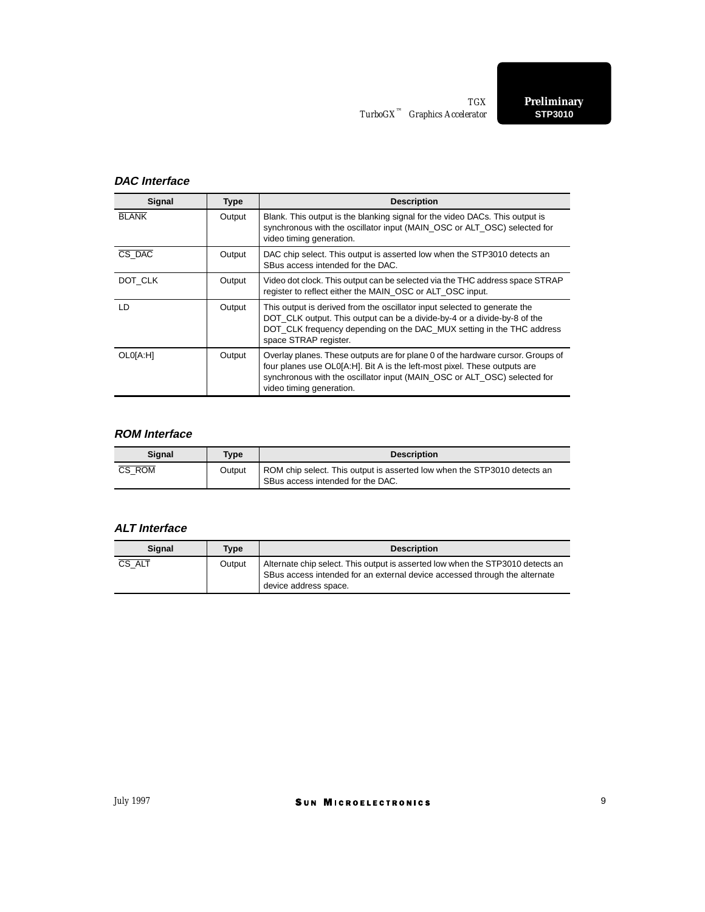### DAC Interface

| Signal | Type | Description |
|---|---|---|
| $\overline{\text{BLANK}}$ | Output | Blank. This output is the blanking signal for the video DACs. This output is synchronous with the oscillator input (MAIN_OSC or ALT_OSC) selected for video timing generation. |
| $\overline{\text{CS\_DAC}}$ | Output | DAC chip select. This output is asserted low when the STP3010 detects an SBus access intended for the DAC. |
| DOT_CLK | Output | Video dot clock. This output can be selected via the THC address space STRAP register to reflect either the MAIN_OSC or ALT_OSC input. |
| LD | Output | This output is derived from the oscillator input selected to generate the DOT_CLK output. This output can be a divide-by-4 or a divide-by-8 of the DOT_CLK frequency depending on the DAC_MUX setting in the THC address space STRAP register. |
| OL0[A:H] | Output | Overlay planes. These outputs are for plane 0 of the hardware cursor. Groups of four planes use OL0[A:H]. Bit A is the left-most pixel. These outputs are synchronous with the oscillator input (MAIN_OSC or ALT_OSC) selected for video timing generation. |

### ROM Interface

| Signal | Type | Description |
|---|---|---|
| $\overline{\text{CS\_ROM}}$ | Output | ROM chip select. This output is asserted low when the STP3010 detects an SBus access intended for the DAC. |

### ALT Interface

| Signal | Type | Description |
|---|---|---|
| $\overline{\text{CS\_ALT}}$ | Output | Alternate chip select. This output is asserted low when the STP3010 detects an SBus access intended for an external device accessed through the alternate device address space. |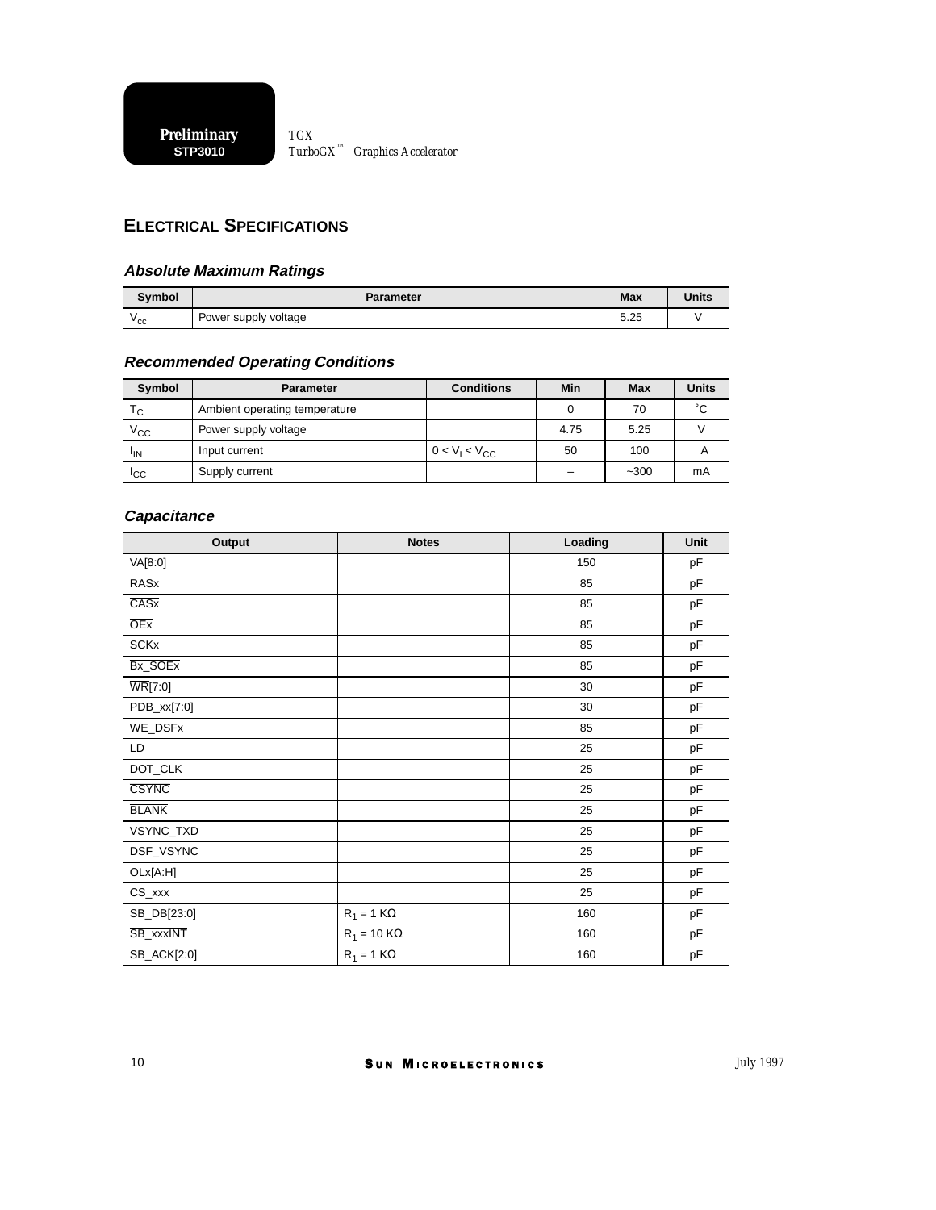## ELECTRICAL SPECIFICATIONS

### *Absolute Maximum Ratings*

| Symbol | Parameter | Max | Units |
|---|---|---|---|
| $V_{cc}$ | Power supply voltage | 5.25 | V |

### *Recommended Operating Conditions*

| Symbol | Parameter | Conditions | Min | Max | Units |
|---|---|---|---|---|---|
| $T_C$ | Ambient operating temperature | | 0 | 70 | ˚C |
| $V_{CC}$ | Power supply voltage | | 4.75 | 5.25 | V |
| $I_{IN}$ | Input current | $0 < V_I < V_{CC}$ | 50 | 100 | A |
| $I_{CC}$ | Supply current | | – | ~300 | mA |

### *Capacitance*

| Output | Notes | Loading | Unit |
|---|---|---|---|
| VA[8:0] | | 150 | pF |
| $\overline{\text{RASx}}$ | | 85 | pF |
| $\overline{\text{CASx}}$ | | 85 | pF |
| $\overline{\text{OEx}}$ | | 85 | pF |
| SCKx | | 85 | pF |
| $\overline{\text{Bx\_SOEx}}$ | | 85 | pF |
| $\overline{\text{WR}}$[7:0] | | 30 | pF |
| PDB_xx[7:0] | | 30 | pF |
| WE_DSFx | | 85 | pF |
| LD | | 25 | pF |
| DOT_CLK | | 25 | pF |
| $\overline{\text{CSYNC}}$ | | 25 | pF |
| $\overline{\text{BLANK}}$ | | 25 | pF |
| VSYNC_TXD | | 25 | pF |
| DSF_VSYNC | | 25 | pF |
| OLx[A:H] | | 25 | pF |
| $\overline{\text{CS\_xxx}}$ | | 25 | pF |
| SB_DB[23:0] | $R_1$ = 1 KΩ | 160 | pF |
| $\overline{\text{SB\_xxxINT}}$ | $R_1$ = 10 KΩ | 160 | pF |
| $\overline{\text{SB\_ACK}}$[2:0] | $R_1$ = 1 KΩ | 160 | pF |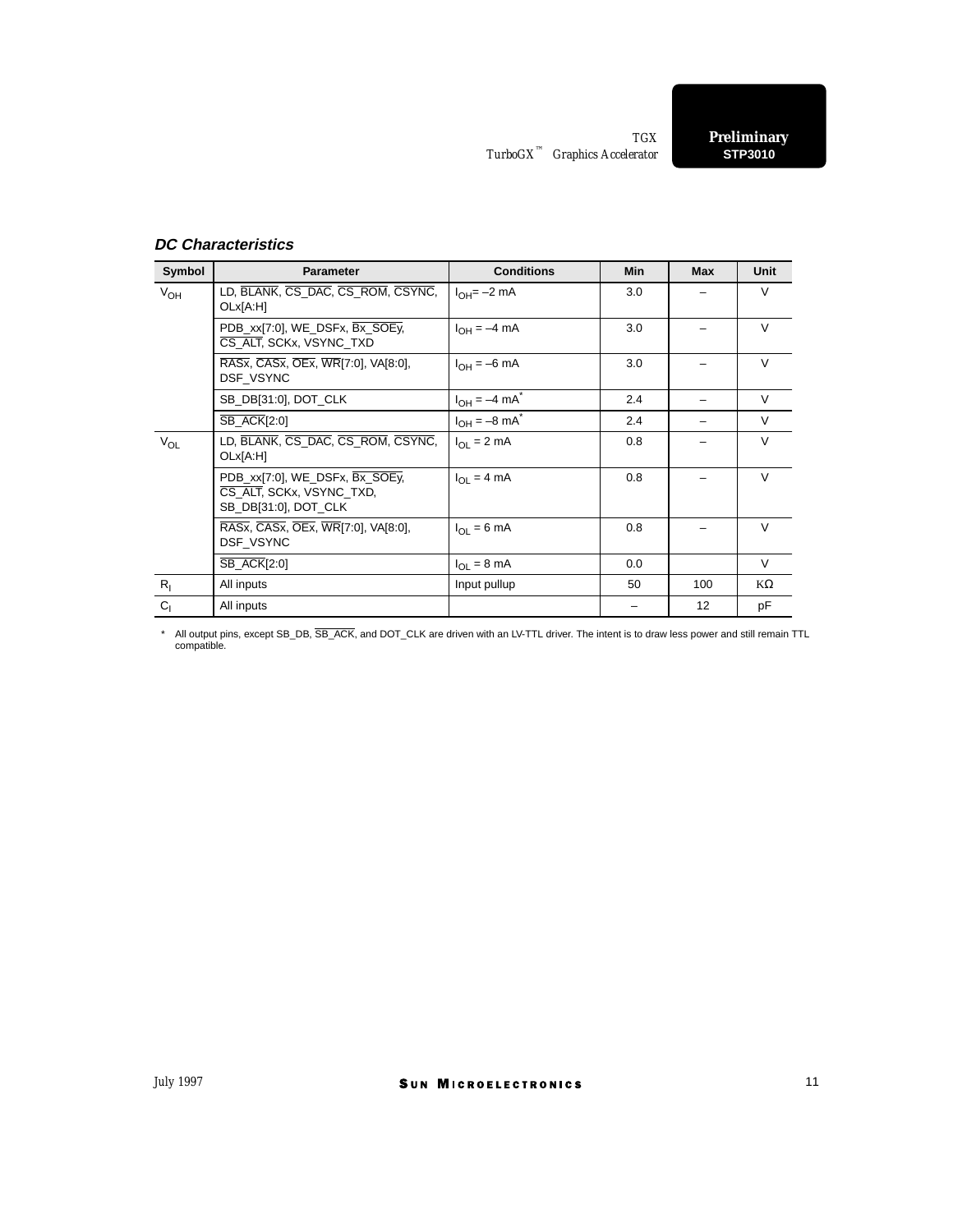### DC Characteristics

| Symbol | Parameter | Conditions | Min | Max | Unit |
|---|---|---|---|---|---|
| $V_{OH}$ | LD, $\overline{BLANK}$, $\overline{CS\_DAC}$, $\overline{CS\_ROM}$, $\overline{CSYNC}$, OLx[A:H] | $I_{OH}$= –2 mA | 3.0 | – | V |
| | PDB_xx[7:0], WE_DSFx, $\overline{Bx\_SOEy}$, $\overline{CS\_ALT}$, SCKx, VSYNC_TXD | $I_{OH}$ = –4 mA | 3.0 | – | V |
| | $\overline{RASx}$, $\overline{CASx}$, $\overline{OEx}$, $\overline{WR}$[7:0], VA[8:0], DSF_VSYNC | $I_{OH}$ = –6 mA | 3.0 | – | V |
| | SB_DB[31:0], DOT_CLK | $I_{OH}$ = –4 mA* | 2.4 | – | V |
| | $\overline{SB\_ACK}$[2:0] | $I_{OH}$ = –8 mA* | 2.4 | – | V |
| $V_{OL}$ | LD, $\overline{BLANK}$, $\overline{CS\_DAC}$, $\overline{CS\_ROM}$, $\overline{CSYNC}$, OLx[A:H] | $I_{OL}$ = 2 mA | 0.8 | – | V |
| | PDB_xx[7:0], WE_DSFx, $\overline{Bx\_SOEy}$, $\overline{CS\_ALT}$, SCKx, VSYNC_TXD, SB_DB[31:0], DOT_CLK | $I_{OL}$ = 4 mA | 0.8 | – | V |
| | $\overline{RASx}$, $\overline{CASx}$, $\overline{OEx}$, $\overline{WR}$[7:0], VA[8:0], DSF_VSYNC | $I_{OL}$ = 6 mA | 0.8 | – | V |
| | $\overline{SB\_ACK}$[2:0] | $I_{OL}$ = 8 mA | 0.0 | | V |
| $R_I$ | All inputs | Input pullup | 50 | 100 | KΩ |
| $C_I$ | All inputs | | – | 12 | pF |

\* All output pins, except SB_DB, $\overline{SB\_ACK}$, and DOT_CLK are driven with an LV-TTL driver. The intent is to draw less power and still remain TTL compatible.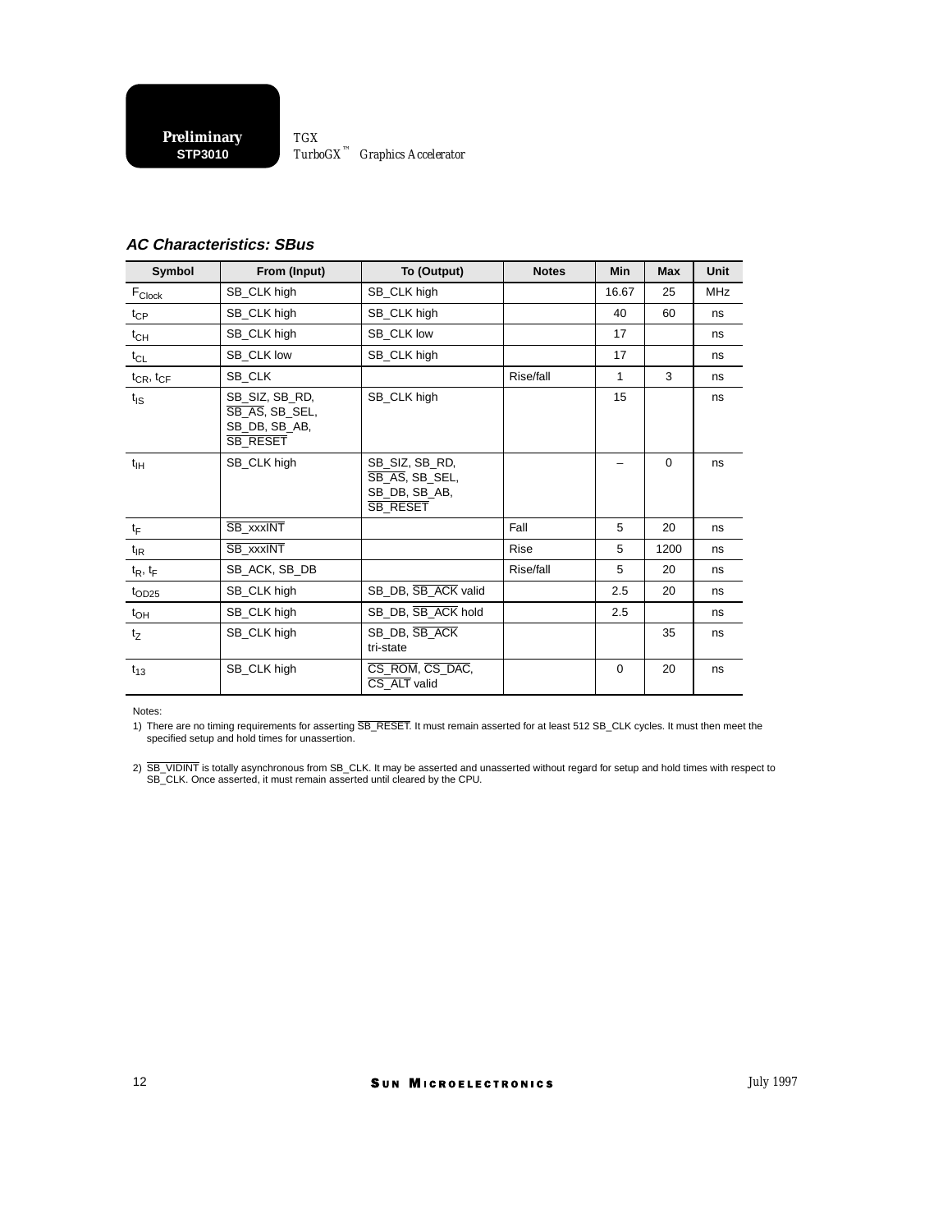### AC Characteristics: SBus

| Symbol | From (Input) | To (Output) | Notes | Min | Max | Unit |
|---|---|---|---|---|---|---|
| $F_{Clock}$ | SB_CLK high | SB_CLK high | | 16.67 | 25 | MHz |
| $t_{CP}$ | SB_CLK high | SB_CLK high | | 40 | 60 | ns |
| $t_{CH}$ | SB_CLK high | SB_CLK low | | 17 | | ns |
| $t_{CL}$ | SB_CLK low | SB_CLK high | | 17 | | ns |
| $t_{CR}$, $t_{CF}$ | SB_CLK | | Rise/fall | 1 | 3 | ns |
| $t_{IS}$ | SB_SIZ, SB_RD, $\overline{\text{SB\_AS}}$, SB_SEL, SB_DB, SB_AB, $\overline{\text{SB\_RESET}}$ | SB_CLK high | | 15 | | ns |
| $t_{IH}$ | SB_CLK high | SB_SIZ, SB_RD, $\overline{\text{SB\_AS}}$, SB_SEL, SB_DB, SB_AB, $\overline{\text{SB\_RESET}}$ | | – | 0 | ns |
| $t_F$ | $\overline{\text{SB\_xxxINT}}$ | | Fall | 5 | 20 | ns |
| $t_{IR}$ | $\overline{\text{SB\_xxxINT}}$ | | Rise | 5 | 1200 | ns |
| $t_R$, $t_F$ | SB_ACK, SB_DB | | Rise/fall | 5 | 20 | ns |
| $t_{OD25}$ | SB_CLK high | SB_DB, $\overline{\text{SB\_ACK}}$ valid | | 2.5 | 20 | ns |
| $t_{OH}$ | SB_CLK high | SB_DB, $\overline{\text{SB\_ACK}}$ hold | | 2.5 | | ns |
| $t_Z$ | SB_CLK high | SB_DB, $\overline{\text{SB\_ACK}}$ tri-state | | | 35 | ns |
| $t_{13}$ | SB_CLK high | $\overline{\text{CS\_ROM}}$, $\overline{\text{CS\_DAC}}$, $\overline{\text{CS\_ALT}}$ valid | | 0 | 20 | ns |

Notes:

1) There are no timing requirements for asserting $\overline{\text{SB\_RESET}}$. It must remain asserted for at least 512 SB_CLK cycles. It must then meet the specified setup and hold times for unassertion.

2) $\overline{\text{SB\_VIDINT}}$ is totally asynchronous from SB_CLK. It may be asserted and unasserted without regard for setup and hold times with respect to SB_CLK. Once asserted, it must remain asserted until cleared by the CPU.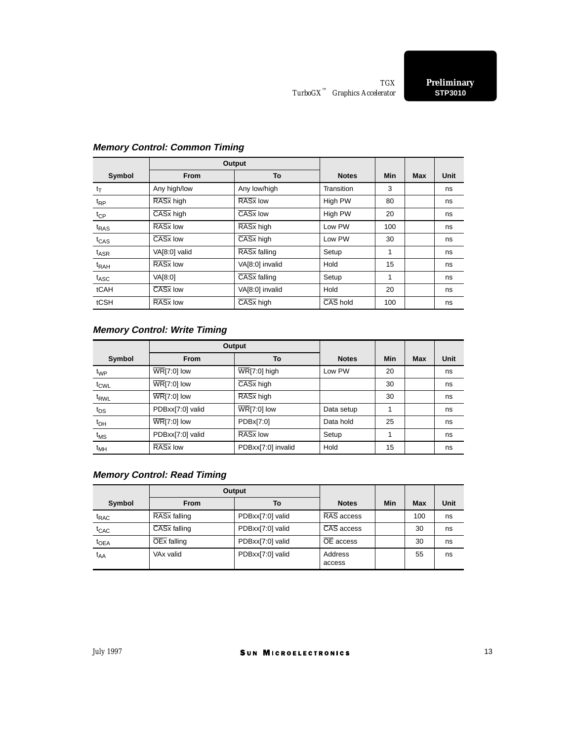### Memory Control: Common Timing

| Symbol | Output | | Notes | Min | Max | Unit |
|---|---|---|---|---|---|---|
| | From | To | | | | |
| $t_T$ | Any high/low | Any low/high | Transition | 3 | | ns |
| $t_{RP}$ | $\overline{RAS}$x high | $\overline{RAS}$x low | High PW | 80 | | ns |
| $t_{CP}$ | $\overline{CAS}$x high | $\overline{CAS}$x low | High PW | 20 | | ns |
| $t_{RAS}$ | $\overline{RAS}$x low | $\overline{RAS}$x high | Low PW | 100 | | ns |
| $t_{CAS}$ | $\overline{CAS}$x low | $\overline{CAS}$x high | Low PW | 30 | | ns |
| $t_{ASR}$ | VA[8:0] valid | $\overline{RAS}$x falling | Setup | 1 | | ns |
| $t_{RAH}$ | $\overline{RAS}$x low | VA[8:0] invalid | Hold | 15 | | ns |
| $t_{ASC}$ | VA[8:0] | $\overline{CAS}$x falling | Setup | 1 | | ns |
| tCAH | $\overline{CAS}$x low | VA[8:0] invalid | Hold | 20 | | ns |
| tCSH | $\overline{RAS}$x low | $\overline{CAS}$x high | $\overline{CAS}$ hold | 100 | | ns |

### Memory Control: Write Timing

| Symbol | Output | | Notes | Min | Max | Unit |
|---|---|---|---|---|---|---|
| | From | To | | | | |
| $t_{WP}$ | $\overline{WR}$[7:0] low | $\overline{WR}$[7:0] high | Low PW | 20 | | ns |
| $t_{CWL}$ | $\overline{WR}$[7:0] low | $\overline{CAS}$x high | | 30 | | ns |
| $t_{RWL}$ | $\overline{WR}$[7:0] low | $\overline{RAS}$x high | | 30 | | ns |
| $t_{DS}$ | PDBxx[7:0] valid | $\overline{WR}$[7:0] low | Data setup | 1 | | ns |
| $t_{DH}$ | $\overline{WR}$[7:0] low | PDBx[7:0] | Data hold | 25 | | ns |
| $t_{MS}$ | PDBxx[7:0] valid | $\overline{RAS}$x low | Setup | 1 | | ns |
| $t_{MH}$ | $\overline{RAS}$x low | PDBxx[7:0] invalid | Hold | 15 | | ns |

### Memory Control: Read Timing

| Symbol | Output | | Notes | Min | Max | Unit |
|---|---|---|---|---|---|---|
| | From | To | | | | |
| $t_{RAC}$ | $\overline{RAS}$x falling | PDBxx[7:0] valid | $\overline{RAS}$ access | | 100 | ns |
| $t_{CAC}$ | $\overline{CAS}$x falling | PDBxx[7:0] valid | $\overline{CAS}$ access | | 30 | ns |
| $t_{OEA}$ | $\overline{OE}$x falling | PDBxx[7:0] valid | $\overline{OE}$ access | | 30 | ns |
| $t_{AA}$ | VAx valid | PDBxx[7:0] valid | Address access | | 55 | ns |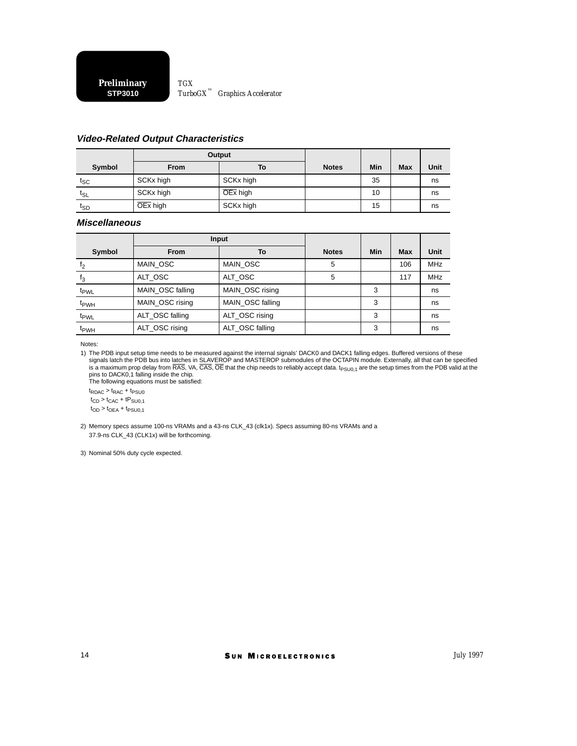### *Video-Related Output Characteristics*

| Symbol | Output | | Notes | Min | Max | Unit |
|---|---|---|---|---|---|---|
| | From | To | | | | |
| $t_{SC}$ | SCKx high | SCKx high | | 35 | | ns |
| $t_{SL}$ | SCKx high | $\overline{OE}$x high | | 10 | | ns |
| $t_{SD}$ | $\overline{OE}$x high | SCKx high | | 15 | | ns |

### *Miscellaneous*

| Symbol | Input | | Notes | Min | Max | Unit |
|---|---|---|---|---|---|---|
| | From | To | | | | |
| $f_2$ | MAIN_OSC | MAIN_OSC | 5 | | 106 | MHz |
| $f_3$ | ALT_OSC | ALT_OSC | 5 | | 117 | MHz |
| $t_{PWL}$ | MAIN_OSC falling | MAIN_OSC rising | | 3 | | ns |
| $t_{PWH}$ | MAIN_OSC rising | MAIN_OSC falling | | 3 | | ns |
| $t_{PWL}$ | ALT_OSC falling | ALT_OSC rising | | 3 | | ns |
| $t_{PWH}$ | ALT_OSC rising | ALT_OSC falling | | 3 | | ns |

Notes:

1) The PDB input setup time needs to be measured against the internal signals' DACK0 and DACK1 falling edges. Buffered versions of these signals latch the PDB bus into latches in SLAVEROP and MASTEROP submodules of the OCTAPIN module. Externally, all that can be specified is a maximum prop delay from $\overline{RAS}$, VA, $\overline{CAS}$, $\overline{OE}$ that the chip needs to reliably accept data. $t_{PSU0,1}$ are the setup times from the PDB valid at the pins to DACK0,1 falling inside the chip.
   The following equations must be satisfied:

   $t_{RDAC} > t_{RAC} + t_{PSU0}$

   $t_{CD} > t_{CAC} + tP_{SU0,1}$

   $t_{OD} > t_{OEA} + t_{PSU0,1}$

2) Memory specs assume 100-ns VRAMs and a 43-ns CLK_43 (clk1x). Specs assuming 80-ns VRAMs and a 37.9-ns CLK_43 (CLK1x) will be forthcoming.

3) Nominal 50% duty cycle expected.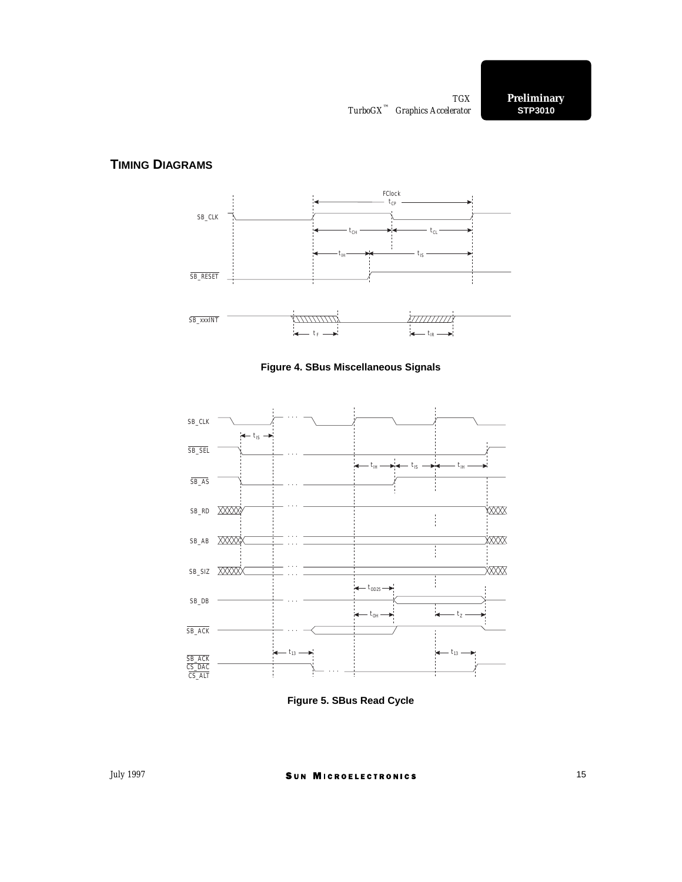## TIMING DIAGRAMS

Figure 4. SBus Miscellaneous Signals

Figure 5. SBus Read Cycle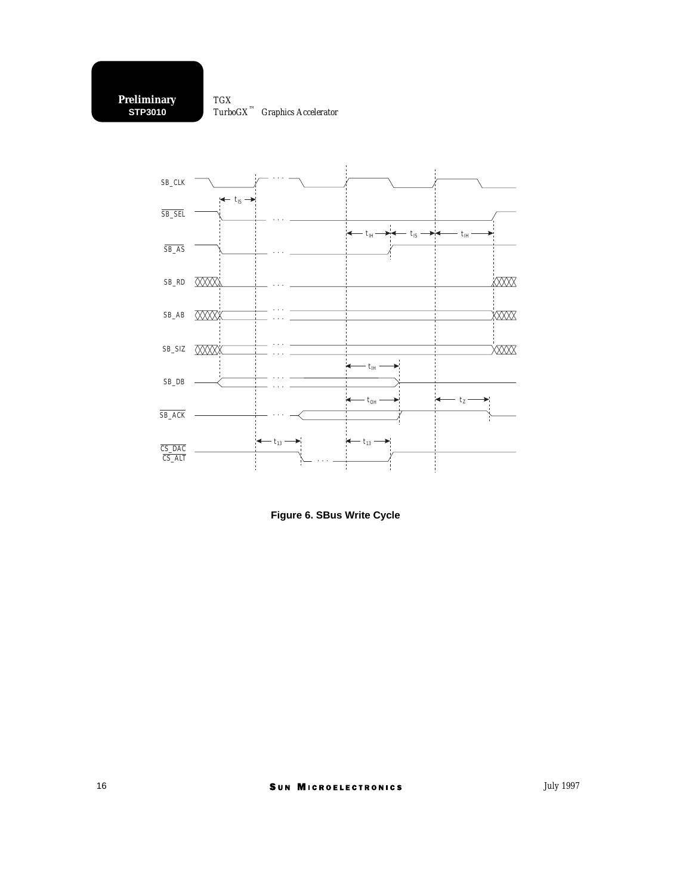Figure 6. SBus Write Cycle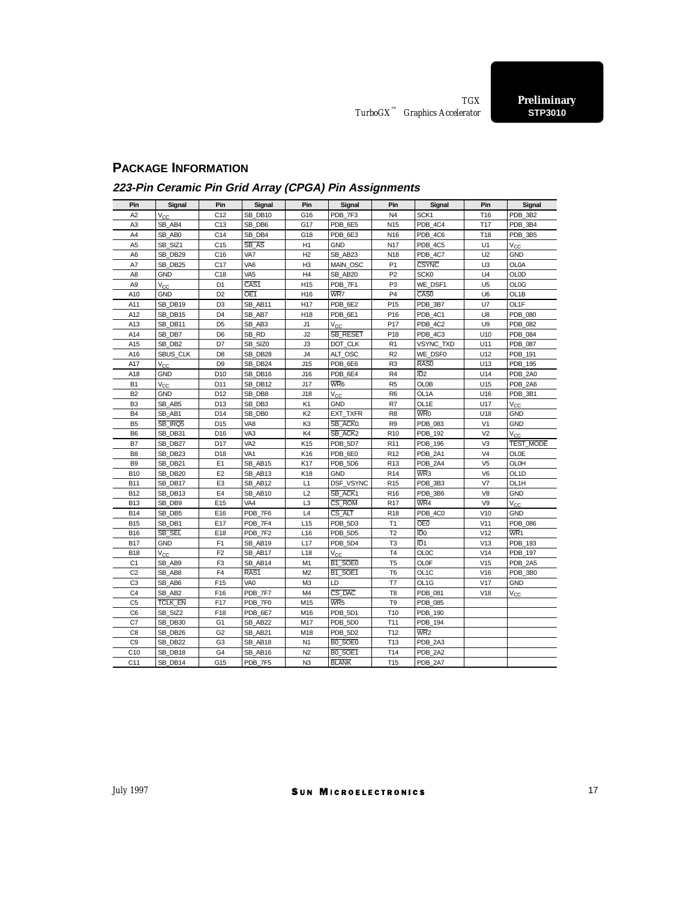## PACKAGE INFORMATION

### 223-Pin Ceramic Pin Grid Array (CPGA) Pin Assignments

| Pin | Signal | Pin | Signal | Pin | Signal | Pin | Signal | Pin | Signal |
|---|---|---|---|---|---|---|---|---|---|
| A2 | $V_{CC}$ | C12 | SB_DB10 | G16 | PDB_7F3 | N4 | SCK1 | T16 | PDB_3B2 |
| A3 | SB_AB4 | C13 | SB_DB6 | G17 | PDB_6E5 | N15 | PDB_4C4 | T17 | PDB_3B4 |
| A4 | SB_AB0 | C14 | SB_DB4 | G18 | PDB_6E3 | N16 | PDB_4C6 | T18 | PDB_3B5 |
| A5 | SB_SIZ1 | C15 | $\overline{\text{SB\_AS}}$ | H1 | GND | N17 | PDB_4C5 | U1 | $V_{CC}$ |
| A6 | SB_DB29 | C16 | VA7 | H2 | SB_AB23 | N18 | PDB_4C7 | U2 | GND |
| A7 | SB_DB25 | C17 | VA6 | H3 | MAIN_OSC | P1 | $\overline{\text{CSYNC}}$ | U3 | OL0A |
| A8 | GND | C18 | VA5 | H4 | SB_AB20 | P2 | SCK0 | U4 | OL0D |
| A9 | $V_{CC}$ | D1 | $\overline{\text{CAS1}}$ | H15 | PDB_7F1 | P3 | WE_DSF1 | U5 | OL0G |
| A10 | GND | D2 | $\overline{\text{OE1}}$ | H16 | $\overline{\text{WR7}}$ | P4 | $\overline{\text{CAS0}}$ | U6 | OL1B |
| A11 | SB_DB19 | D3 | SB_AB11 | H17 | PDB_6E2 | P15 | PDB_3B7 | U7 | OL1F |
| A12 | SB_DB15 | D4 | SB_AB7 | H18 | PDB_6E1 | P16 | PDB_4C1 | U8 | PDB_080 |
| A13 | SB_DB11 | D5 | SB_AB3 | J1 | $V_{CC}$ | P17 | PDB_4C2 | U9 | PDB_082 |
| A14 | SB_DB7 | D6 | SB_RD | J2 | $\overline{\text{SB\_RESET}}$ | P18 | PDB_4C3 | U10 | PDB_084 |
| A15 | SB_DB2 | D7 | SB_SIZ0 | J3 | DOT_CLK | R1 | VSYNC_TXD | U11 | PDB_087 |
| A16 | SBUS_CLK | D8 | SB_DB28 | J4 | ALT_OSC | R2 | WE_DSF0 | U12 | PDB_191 |
| A17 | $V_{CC}$ | D9 | SB_DB24 | J15 | PDB_6E6 | R3 | $\overline{\text{RAS0}}$ | U13 | PDB_195 |
| A18 | GND | D10 | SB_DB16 | J16 | PDB_6E4 | R4 | $\overline{\text{ID2}}$ | U14 | PDB_2A0 |
| B1 | $V_{CC}$ | D11 | SB_DB12 | J17 | $\overline{\text{WR6}}$ | R5 | OL0B | U15 | PDB_2A6 |
| B2 | GND | D12 | SB_DB8 | J18 | $V_{CC}$ | R6 | OL1A | U16 | PDB_3B1 |
| B3 | SB_AB5 | D13 | SB_DB3 | K1 | GND | R7 | OL1E | U17 | $V_{CC}$ |
| B4 | SB_AB1 | D14 | SB_DB0 | K2 | EXT_TXFR | R8 | $\overline{\text{WR0}}$ | U18 | GND |
| B5 | $\overline{\text{SB\_IRQ5}}$ | D15 | VA8 | K3 | $\overline{\text{SB\_ACK0}}$ | R9 | PDB_083 | V1 | GND |
| B6 | SB_DB31 | D16 | VA3 | K4 | $\overline{\text{SB\_ACK2}}$ | R10 | PDB_192 | V2 | $V_{CC}$ |
| B7 | SB_DB27 | D17 | VA2 | K15 | PDB_5D7 | R11 | PDB_196 | V3 | $\overline{\text{TEST\_MODE}}$ |
| B8 | SB_DB23 | D18 | VA1 | K16 | PDB_6E0 | R12 | PDB_2A1 | V4 | OL0E |
| B9 | SB_DB21 | E1 | SB_AB15 | K17 | PDB_5D6 | R13 | PDB_2A4 | V5 | OL0H |
| B10 | SB_DB20 | E2 | SB_AB13 | K18 | GND | R14 | $\overline{\text{WR3}}$ | V6 | OL1D |
| B11 | SB_DB17 | E3 | SB_AB12 | L1 | DSF_VSYNC | R15 | PDB_3B3 | V7 | OL1H |
| B12 | SB_DB13 | E4 | SB_AB10 | L2 | $\overline{\text{SB\_ACK1}}$ | R16 | PDB_3B6 | V8 | GND |
| B13 | SB_DB9 | E15 | VA4 | L3 | $\overline{\text{CS\_ROM}}$ | R17 | $\overline{\text{WR4}}$ | V9 | $V_{CC}$ |
| B14 | SB_DB5 | E16 | PDB_7F6 | L4 | $\overline{\text{CS\_ALT}}$ | R18 | PDB_4C0 | V10 | GND |
| B15 | SB_DB1 | E17 | PDB_7F4 | L15 | PDB_5D3 | T1 | $\overline{\text{OE0}}$ | V11 | PDB_086 |
| B16 | $\overline{\text{SB\_SEL}}$ | E18 | PDB_7F2 | L16 | PDB_5D5 | T2 | $\overline{\text{ID0}}$ | V12 | $\overline{\text{WR1}}$ |
| B17 | GND | F1 | SB_AB19 | L17 | PDB_5D4 | T3 | $\overline{\text{ID1}}$ | V13 | PDB_193 |
| B18 | $V_{CC}$ | F2 | SB_AB17 | L18 | $V_{CC}$ | T4 | OL0C | V14 | PDB_197 |
| C1 | SB_AB9 | F3 | SB_AB14 | M1 | $\overline{\text{B1\_SOE0}}$ | T5 | OL0F | V15 | PDB_2A5 |
| C2 | SB_AB8 | F4 | $\overline{\text{RAS1}}$ | M2 | $\overline{\text{B1\_SOE1}}$ | T6 | OL1C | V16 | PDB_3B0 |
| C3 | SB_AB6 | F15 | VA0 | M3 | LD | T7 | OL1G | V17 | GND |
| C4 | SB_AB2 | F16 | PDB_7F7 | M4 | $\overline{\text{CS\_DAC}}$ | T8 | PDB_081 | V18 | $V_{CC}$ |
| C5 | $\overline{\text{TCLK\_EN}}$ | F17 | PDB_7F0 | M15 | $\overline{\text{WR5}}$ | T9 | PDB_085 | | |
| C6 | SB_SIZ2 | F18 | PDB_6E7 | M16 | PDB_5D1 | T10 | PDB_190 | | |
| C7 | SB_DB30 | G1 | SB_AB22 | M17 | PDB_5D0 | T11 | PDB_194 | | |
| C8 | SB_DB26 | G2 | SB_AB21 | M18 | PDB_5D2 | T12 | $\overline{\text{WR2}}$ | | |
| C9 | SB_DB22 | G3 | SB_AB18 | N1 | $\overline{\text{B0\_SOE0}}$ | T13 | PDB_2A3 | | |
| C10 | SB_DB18 | G4 | SB_AB16 | N2 | $\overline{\text{B0\_SOE1}}$ | T14 | PDB_2A2 | | |
| C11 | SB_DB14 | G15 | PDB_7F5 | N3 | $\overline{\text{BLANK}}$ | T15 | PDB_2A7 | | |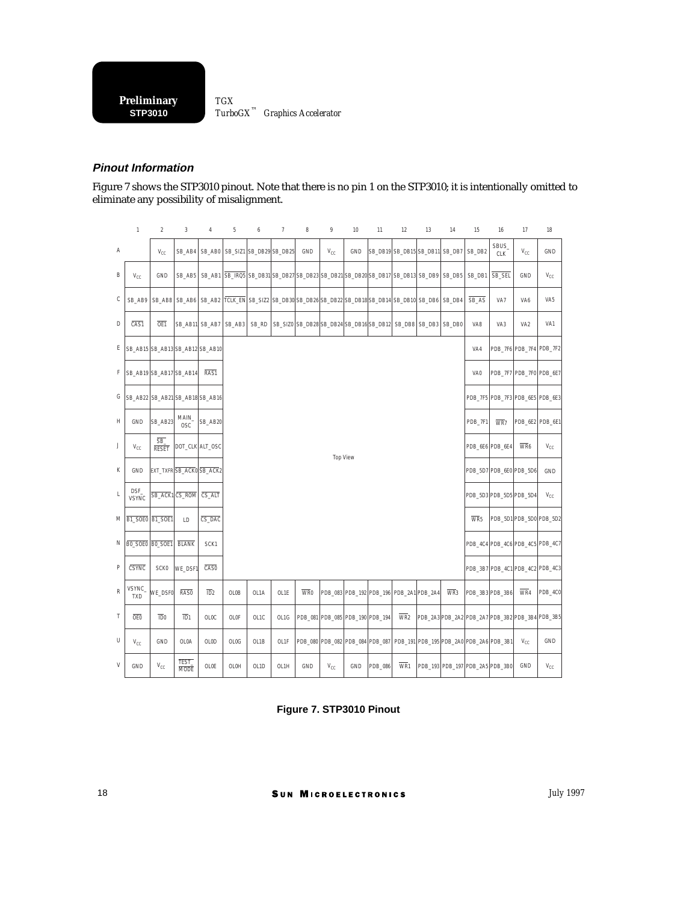### Pinout Information

Figure 7 shows the STP3010 pinout. Note that there is no pin 1 on the STP3010; it is intentionally omitted to eliminate any possibility of misalignment.

| | 1 | 2 | 3 | 4 | 5 | 6 | 7 | 8 | 9 | 10 | 11 | 12 | 13 | 14 | 15 | 16 | 17 | 18 |
|---|---|---|---|---|---|---|---|---|---|---|---|---|---|---|---|---|---|---|
| A | | $V_{CC}$ | SB_AB4 | SB_AB0 | SB_SIZ1 | SB_DB29 | SB_DB25 | GND | $V_{CC}$ | GND | SB_DB19 | SB_DB15 | SB_DB11 | SB_DB7 | SB_DB2 | SBUS_CLK | $V_{CC}$ | GND |
| B | $V_{CC}$ | GND | SB_AB5 | SB_AB1 | $\overline{\text{SB\_IRQ5}}$ | SB_DB31 | SB_DB27 | SB_DB23 | SB_DB21 | SB_DB20 | SB_DB17 | SB_DB13 | SB_DB9 | SB_DB5 | SB_DB1 | $\overline{\text{SB\_SEL}}$ | GND | $V_{CC}$ |
| C | SB_AB9 | SB_AB8 | SB_AB6 | SB_AB2 | $\overline{\text{TCLK\_EN}}$ | SB_SIZ2 | SB_DB30 | SB_DB26 | SB_DB22 | SB_DB18 | SB_DB14 | SB_DB10 | SB_DB6 | SB_DB4 | $\overline{\text{SB\_AS}}$ | VA7 | VA6 | VA5 |
| D | $\overline{\text{CAS1}}$ | $\overline{\text{OE1}}$ | SB_AB11 | SB_AB7 | SB_AB3 | SB_RD | SB_SIZ0 | SB_DB28 | SB_DB24 | SB_DB16 | SB_DB12 | SB_DB8 | SB_DB3 | SB_DB0 | VA8 | VA3 | VA2 | VA1 |
| E | SB_AB15 | SB_AB13 | SB_AB12 | SB_AB10 | | | | | | | | | | | VA4 | PDB_7F6 | PDB_7F4 | PDB_7F2 |
| F | SB_AB19 | SB_AB17 | SB_AB14 | $\overline{\text{RAS1}}$ | | | | | | | | | | | VA0 | PDB_7F7 | PDB_7F0 | PDB_6E7 |
| G | SB_AB22 | SB_AB21 | SB_AB18 | SB_AB16 | | | | | | | | | | | PDB_7F5 | PDB_7F3 | PDB_6E5 | PDB_6E3 |
| H | GND | SB_AB23 | MAIN_OSC | SB_AB20 | | | | | | | | | | | PDB_7F1 | $\overline{\text{WR7}}$ | PDB_6E2 | PDB_6E1 |
| J | $V_{CC}$ | $\overline{\text{SB\_RESET}}$ | DOT_CLK | ALT_OSC | | | | | | | | | | | PDB_6E6 | PDB_6E4 | $\overline{\text{WR6}}$ | $V_{CC}$ |
| K | GND | EXT_TXFR | $\overline{\text{SB\_ACK0}}$ | $\overline{\text{SB\_ACK2}}$ | | | | | Top View | | | | | | PDB_5D7 | PDB_6E0 | PDB_5D6 | GND |
| L | DSF_VSYNC | $\overline{\text{SB\_ACK1}}$ | $\overline{\text{CS\_ROM}}$ | $\overline{\text{CS\_ALT}}$ | | | | | | | | | | | PDB_5D3 | PDB_5D5 | PDB_5D4 | $V_{CC}$ |
| M | $\overline{\text{B1\_SOE0}}$ | $\overline{\text{B1\_SOE1}}$ | LD | $\overline{\text{CS\_DAC}}$ | | | | | | | | | | | $\overline{\text{WR5}}$ | PDB_5D1 | PDB_5D0 | PDB_5D2 |
| N | $\overline{\text{B0\_SOE0}}$ | $\overline{\text{B0\_SOE1}}$ | $\overline{\text{BLANK}}$ | SCK1 | | | | | | | | | | | PDB_4C4 | PDB_4C6 | PDB_4C5 | PDB_4C7 |
| P | $\overline{\text{CSYNC}}$ | SCK0 | WE_DSF1 | $\overline{\text{CAS0}}$ | | | | | | | | | | | PDB_3B7 | PDB_4C1 | PDB_4C2 | PDB_4C3 |
| R | VSYNC_TXD | WE_DSF0 | $\overline{\text{RAS0}}$ | $\overline{\text{ID2}}$ | OL0B | OL1A | OL1E | $\overline{\text{WR0}}$ | PDB_083 | PDB_192 | PDB_196 | PDB_2A1 | PDB_2A4 | $\overline{\text{WR3}}$ | PDB_3B3 | PDB_3B6 | $\overline{\text{WR4}}$ | PDB_4C0 |
| T | $\overline{\text{OE0}}$ | $\overline{\text{ID0}}$ | $\overline{\text{ID1}}$ | OL0C | OL0F | OL1C | OL1G | PDB_081 | PDB_085 | PDB_190 | PDB_194 | $\overline{\text{WR2}}$ | PDB_2A3 | PDB_2A2 | PDB_2A7 | PDB_3B2 | PDB_3B4 | PDB_3B5 |
| U | $V_{CC}$ | GND | OL0A | OL0D | OL0G | OL1B | OL1F | PDB_080 | PDB_082 | PDB_084 | PDB_087 | PDB_191 | PDB_195 | PDB_2A0 | PDB_2A6 | PDB_3B1 | $V_{CC}$ | GND |
| V | GND | $V_{CC}$ | $\overline{\text{TEST\_MODE}}$ | OL0E | OL0H | OL1D | OL1H | GND | $V_{CC}$ | GND | PDB_086 | $\overline{\text{WR1}}$ | PDB_193 | PDB_197 | PDB_2A5 | PDB_3B0 | GND | $V_{CC}$ |

**Figure 7. STP3010 Pinout**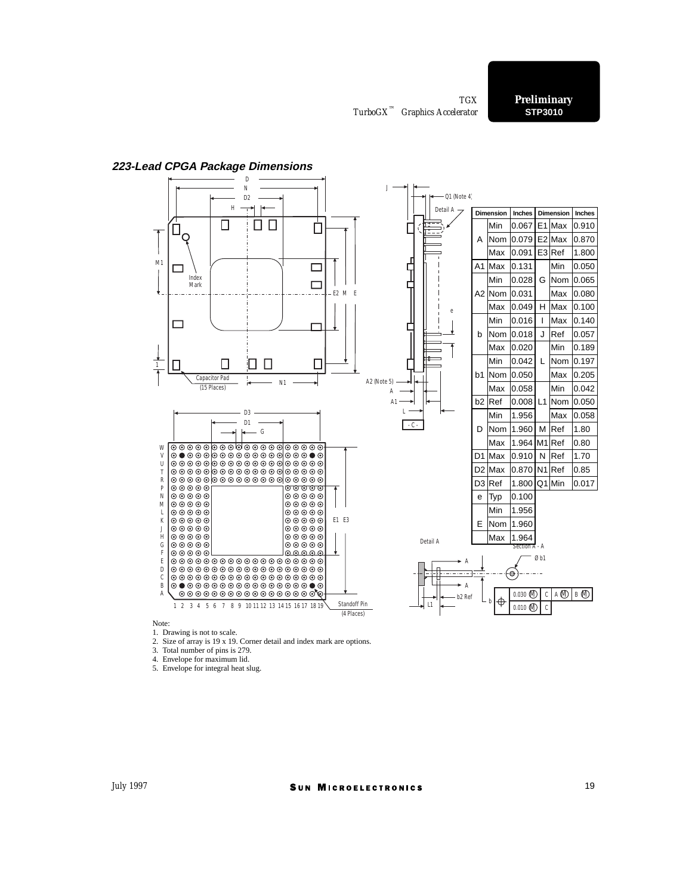## 223-Lead CPGA Package Dimensions

| Dimension | | Inches | Dimension | | Inches |
|---|---|---|---|---|---|
| A | Min | 0.067 | E1 | Max | 0.910 |
| | Nom | 0.079 | E2 | Max | 0.870 |
| | Max | 0.091 | E3 | Ref | 1.800 |
| A1 | Max | 0.131 | G | Min | 0.050 |
| A2 | Min | 0.028 | | Nom | 0.065 |
| | Nom | 0.031 | | Max | 0.080 |
| | Max | 0.049 | H | Max | 0.100 |
| b | Min | 0.016 | I | Max | 0.140 |
| | Nom | 0.018 | J | Ref | 0.057 |
| | Max | 0.020 | L | Min | 0.189 |
| b1 | Min | 0.042 | | Nom | 0.197 |
| | Nom | 0.050 | | Max | 0.205 |
| | Max | 0.058 | L1 | Min | 0.042 |
| b2 | Ref | 0.008 | | Nom | 0.050 |
| D | Min | 1.956 | | Max | 0.058 |
| | Nom | 1.960 | M | Ref | 1.80 |
| | Max | 1.964 | M1 | Ref | 0.80 |
| D1 | Max | 0.910 | N | Ref | 1.70 |
| D2 | Max | 0.870 | N1 | Ref | 0.85 |
| D3 | Ref | 1.800 | Q1 | Min | 0.017 |
| e | Typ | 0.100 | | | |
| E | Min | 1.956 | | | |
| | Nom | 1.960 | | | |
| | Max | 1.964 | | | |

Note:

1. Drawing is not to scale.
2. Size of array is 19 x 19. Corner detail and index mark are options.
3. Total number of pins is 279.
4. Envelope for maximum lid.
5. Envelope for integral heat slug.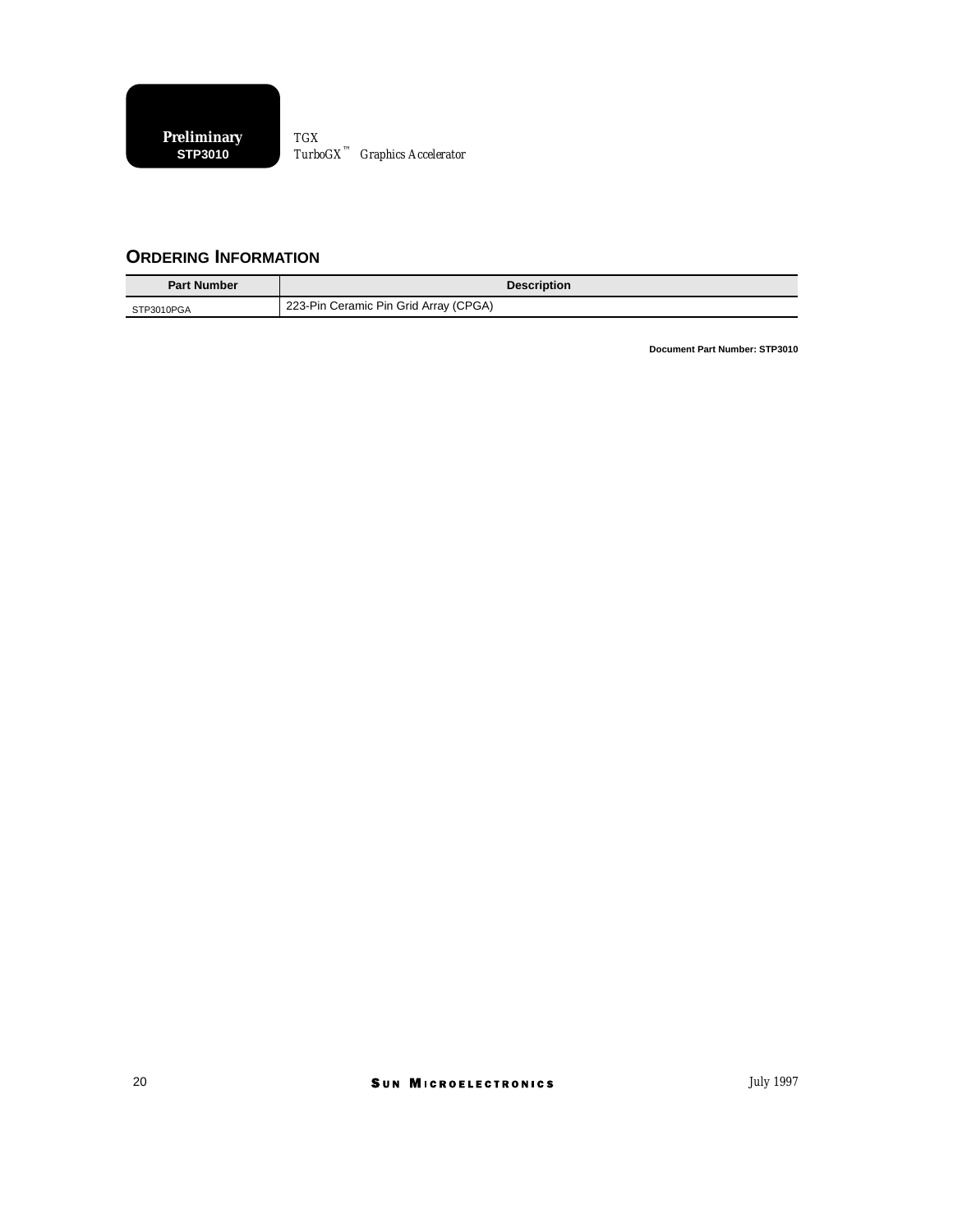## ORDERING INFORMATION

| Part Number | Description |
|---|---|
| STP3010PGA | 223-Pin Ceramic Pin Grid Array (CPGA) |

**Document Part Number: STP3010**